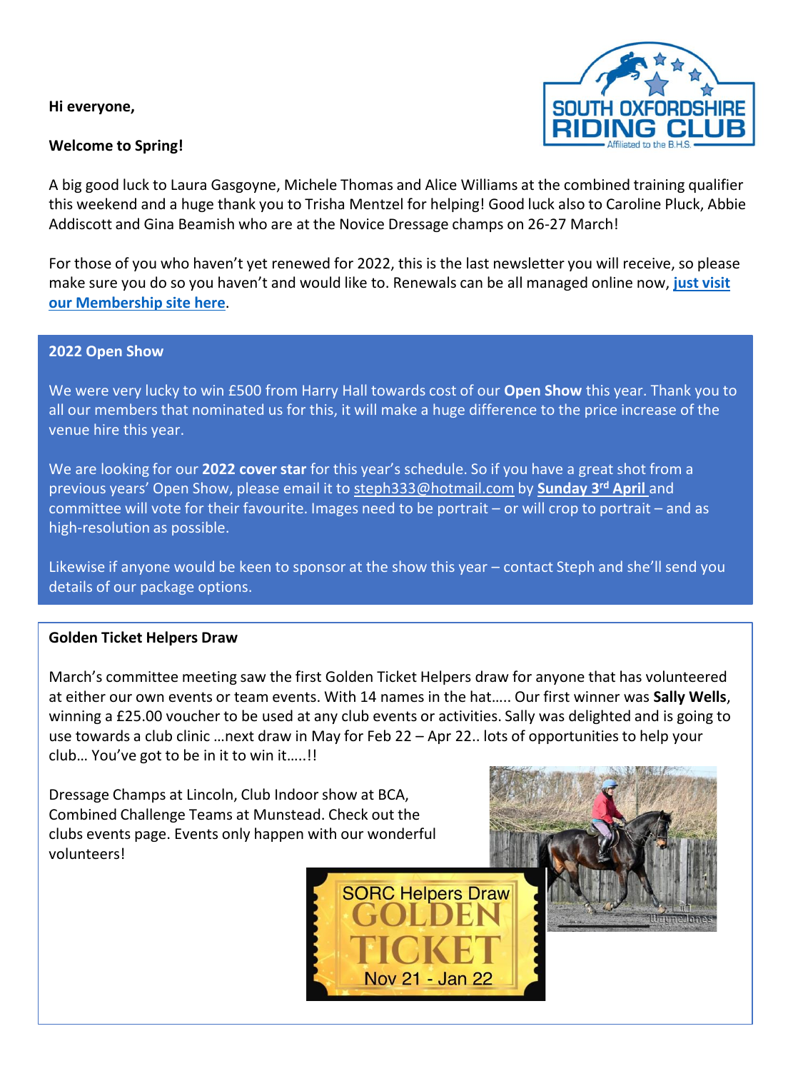**Hi everyone,**

**Welcome to Spring!**

A big good luck to Laura Gasgoyne, Michele Thomas and Alice Williams at the combined training qualifier this weekend and a huge thank you to Trisha Mentzel for helping! Good luck also to Caroline Pluck, Abbie Addiscott and Gina Beamish who are at the Novice Dressage champs on 26-27 March!

For those of you who haven't yet renewed for 2022, this is the last newsletter you will receive, so please make sure you do so you haven't and would like to. Renewals can be all managed online now, **just visit our Membership site here**.

## 2022 Open Show

We were very lucky to win £500 from Harry Hall towards cost of our **Open Show** this year. Thank you to all our members that nominated us for this, it will make a huge difference to the price increase of the venue hire this year.

We are looking for our **2022 cover star** for this year's schedule. So if you have a great shot from a previous years' Open Show, please email it to steph333@hotmail.com by **Sunday 3rd April** and committee will vote for their favourite. Images need to be portrait – or will crop to portrait – and as high-resolution as possible.

Likewise if anyone would be keen to sponsor at the show this year – contact Steph and she'll send you details of our package options.

## Golden Ticket Helpers Draw

March's committee meeting saw the first Golden Ticket Helpers draw for anyone that has volunteered at either our own events or team events. With 14 names in the hat….. Our first winner was **Sally Wells**, winning a £25.00 voucher to be used at any club events or activities. Sally was delighted and is going to use towards a club clinic …next draw in May for Feb 22 – Apr 22.. lots of opportunities to help your club… You've got to be in it to win it…..!!

Dressage Champs at Lincoln, Club Indoor show at BCA, Combined Challenge Teams at Munstead. Check out the clubs events page. Events only happen with our wonderful volunteers!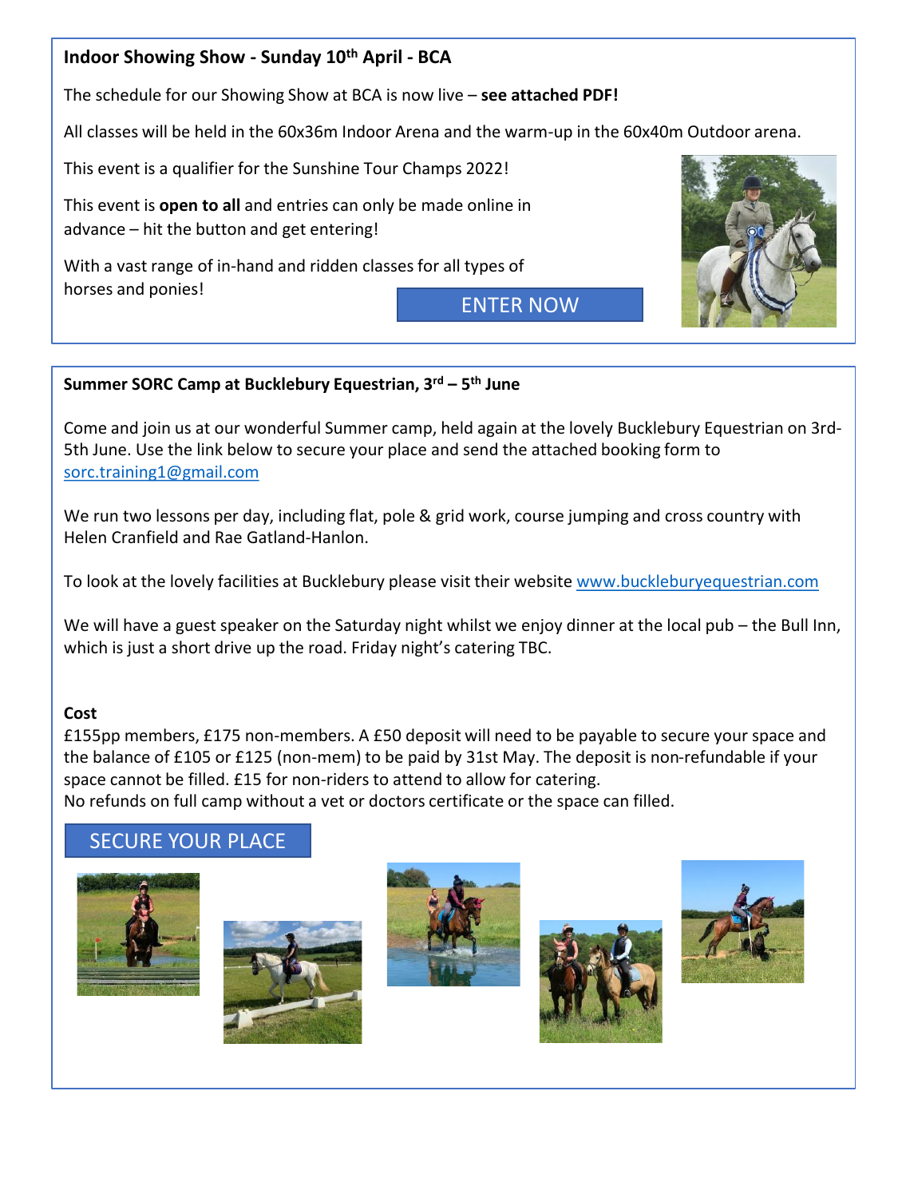## Indoor Showing Show - Sunday 10th April - BCA

The schedule for our Showing Show at BCA is now live – **see attached PDF!**

All classes will be held in the 60x36m Indoor Arena and the warm-up in the 60x40m Outdoor arena.

This event is a qualifier for the Sunshine Tour Champs 2022!

This event is **open to all** and entries can only be made online in advance – hit the button and get entering!

With a vast range of in-hand and ridden classes for all types of horses and ponies!

ENTER NOW

## Summer SORC Camp at Bucklebury Equestrian, 3rd – 5th June

Come and join us at our wonderful Summer camp, held again at the lovely Bucklebury Equestrian on 3rd-5th June. Use the link below to secure your place and send the attached booking form to sorc.training1@gmail.com

We run two lessons per day, including flat, pole & grid work, course jumping and cross country with Helen Cranfield and Rae Gatland-Hanlon.

To look at the lovely facilities at Bucklebury please visit their website www.buckleburyequestrian.com

We will have a guest speaker on the Saturday night whilst we enjoy dinner at the local pub – the Bull Inn, which is just a short drive up the road. Friday night's catering TBC.

**Cost**

£155pp members, £175 non-members. A £50 deposit will need to be payable to secure your space and the balance of £105 or £125 (non-mem) to be paid by 31st May. The deposit is non-refundable if your space cannot be filled. £15 for non-riders to attend to allow for catering.
No refunds on full camp without a vet or doctors certificate or the space can filled.

SECURE YOUR PLACE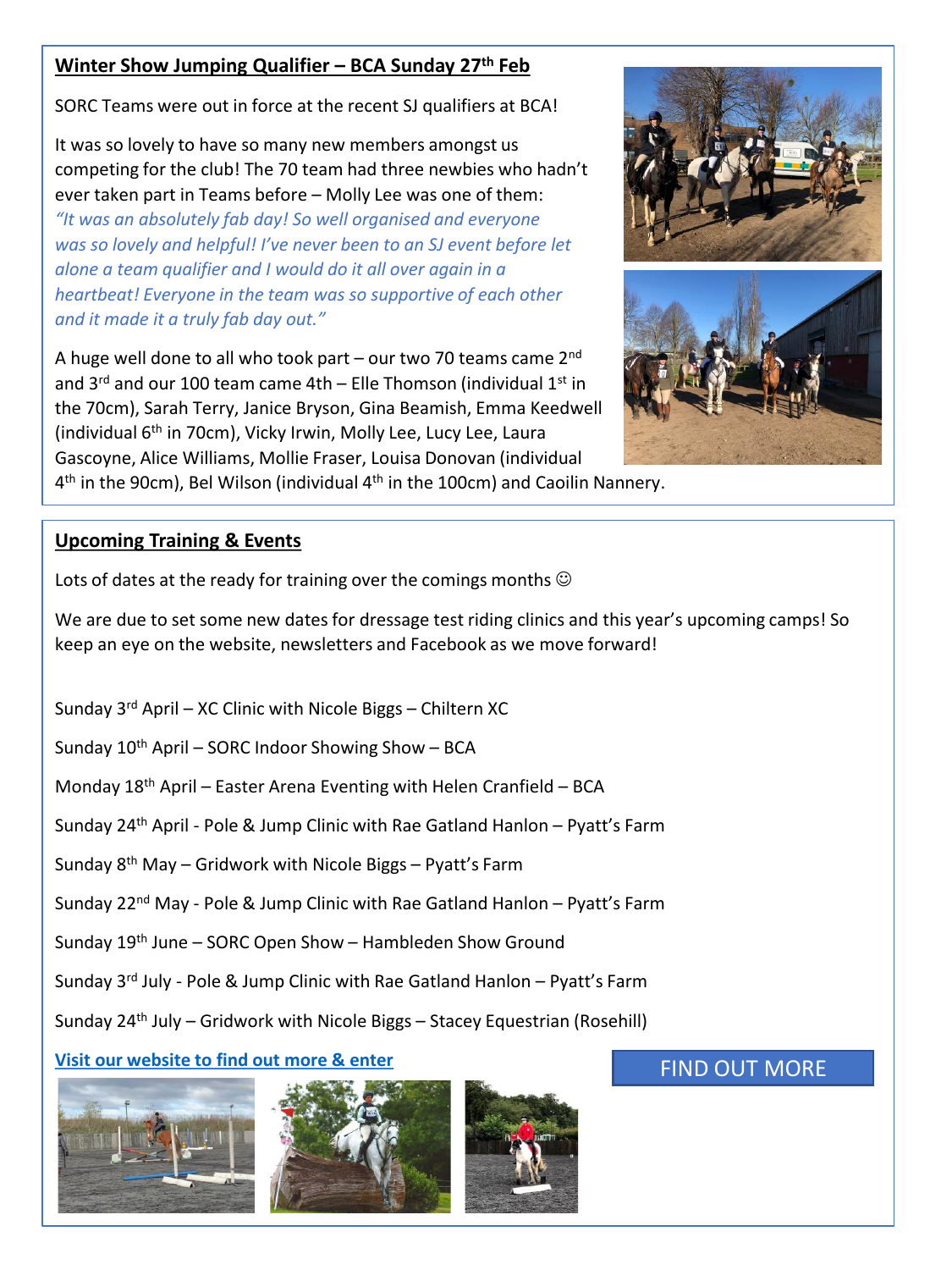## Winter Show Jumping Qualifier – BCA Sunday 27th Feb

SORC Teams were out in force at the recent SJ qualifiers at BCA!

It was so lovely to have so many new members amongst us competing for the club! The 70 team had three newbies who hadn't ever taken part in Teams before – Molly Lee was one of them:

*"It was an absolutely fab day! So well organised and everyone was so lovely and helpful! I've never been to an SJ event before let alone a team qualifier and I would do it all over again in a heartbeat! Everyone in the team was so supportive of each other and it made it a truly fab day out."*

A huge well done to all who took part – our two 70 teams came 2nd and 3rd and our 100 team came 4th – Elle Thomson (individual 1st in the 70cm), Sarah Terry, Janice Bryson, Gina Beamish, Emma Keedwell (individual 6th in 70cm), Vicky Irwin, Molly Lee, Lucy Lee, Laura Gascoyne, Alice Williams, Mollie Fraser, Louisa Donovan (individual 4th in the 90cm), Bel Wilson (individual 4th in the 100cm) and Caoilin Nannery.

## Upcoming Training & Events

Lots of dates at the ready for training over the comings months ☺

We are due to set some new dates for dressage test riding clinics and this year's upcoming camps! So keep an eye on the website, newsletters and Facebook as we move forward!

Sunday 3rd April – XC Clinic with Nicole Biggs – Chiltern XC

Sunday 10th April – SORC Indoor Showing Show – BCA

Monday 18th April – Easter Arena Eventing with Helen Cranfield – BCA

Sunday 24th April - Pole & Jump Clinic with Rae Gatland Hanlon – Pyatt's Farm

Sunday 8th May – Gridwork with Nicole Biggs – Pyatt's Farm

Sunday 22nd May - Pole & Jump Clinic with Rae Gatland Hanlon – Pyatt's Farm

Sunday 19th June – SORC Open Show – Hambleden Show Ground

Sunday 3rd July - Pole & Jump Clinic with Rae Gatland Hanlon – Pyatt's Farm

Sunday 24th July – Gridwork with Nicole Biggs – Stacey Equestrian (Rosehill)

**Visit our website to find out more & enter**

FIND OUT MORE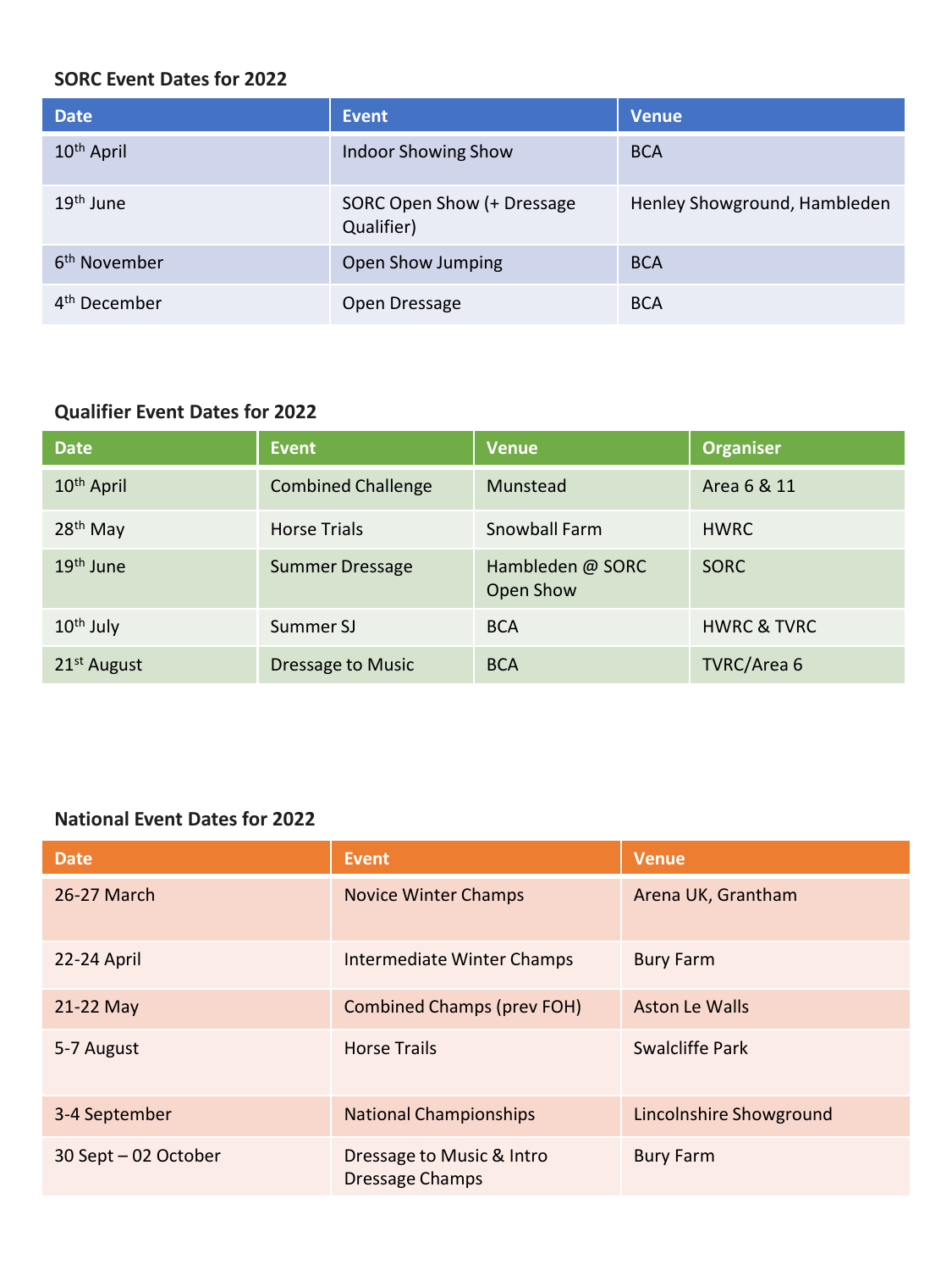### SORC Event Dates for 2022

| Date | Event | Venue |
|---|---|---|
| 10th April | Indoor Showing Show | BCA |
| 19th June | SORC Open Show (+ Dressage Qualifier) | Henley Showground, Hambleden |
| 6th November | Open Show Jumping | BCA |
| 4th December | Open Dressage | BCA |

### Qualifier Event Dates for 2022

| Date | Event | Venue | Organiser |
|---|---|---|---|
| 10th April | Combined Challenge | Munstead | Area 6 & 11 |
| 28th May | Horse Trials | Snowball Farm | HWRC |
| 19th June | Summer Dressage | Hambleden @ SORC Open Show | SORC |
| 10th July | Summer SJ | BCA | HWRC & TVRC |
| 21st August | Dressage to Music | BCA | TVRC/Area 6 |

### National Event Dates for 2022

| Date | Event | Venue |
|---|---|---|
| 26-27 March | Novice Winter Champs | Arena UK, Grantham |
| 22-24 April | Intermediate Winter Champs | Bury Farm |
| 21-22 May | Combined Champs (prev FOH) | Aston Le Walls |
| 5-7 August | Horse Trails | Swalcliffe Park |
| 3-4 September | National Championships | Lincolnshire Showground |
| 30 Sept – 02 October | Dressage to Music & Intro Dressage Champs | Bury Farm |